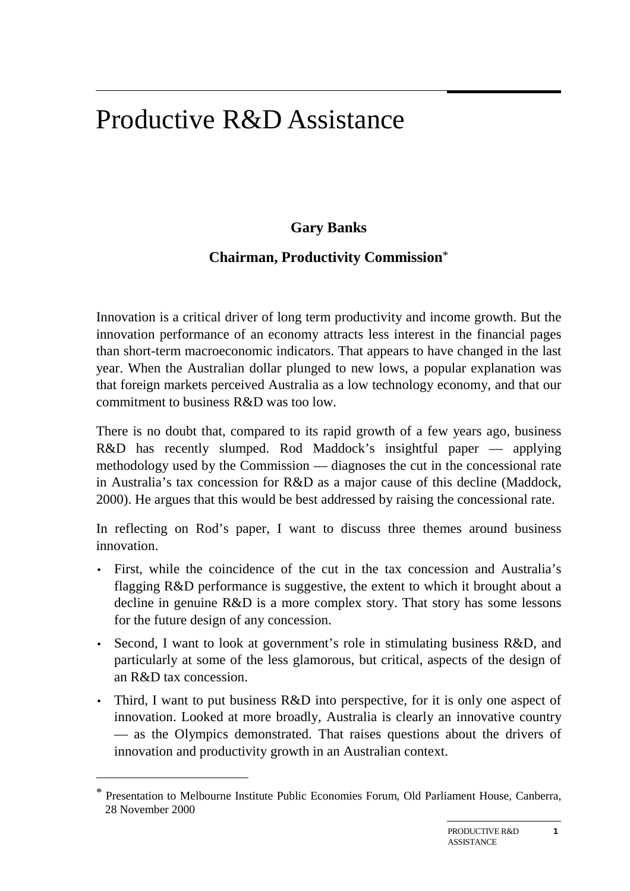# Productive R&D Assistance

**Gary Banks**

**Chairman, Productivity Commission**[*]

Innovation is a critical driver of long term productivity and income growth. But the innovation performance of an economy attracts less interest in the financial pages than short-term macroeconomic indicators. That appears to have changed in the last year. When the Australian dollar plunged to new lows, a popular explanation was that foreign markets perceived Australia as a low technology economy, and that our commitment to business R&D was too low.

There is no doubt that, compared to its rapid growth of a few years ago, business R&D has recently slumped. Rod Maddock's insightful paper — applying methodology used by the Commission — diagnoses the cut in the concessional rate in Australia's tax concession for R&D as a major cause of this decline (Maddock, 2000). He argues that this would be best addressed by raising the concessional rate.

In reflecting on Rod's paper, I want to discuss three themes around business innovation.

- First, while the coincidence of the cut in the tax concession and Australia's flagging R&D performance is suggestive, the extent to which it brought about a decline in genuine R&D is a more complex story. That story has some lessons for the future design of any concession.
- Second, I want to look at government's role in stimulating business R&D, and particularly at some of the less glamorous, but critical, aspects of the design of an R&D tax concession.
- Third, I want to put business R&D into perspective, for it is only one aspect of innovation. Looked at more broadly, Australia is clearly an innovative country — as the Olympics demonstrated. That raises questions about the drivers of innovation and productivity growth in an Australian context.

---

[*] Presentation to Melbourne Institute Public Economies Forum, Old Parliament House, Canberra, 28 November 2000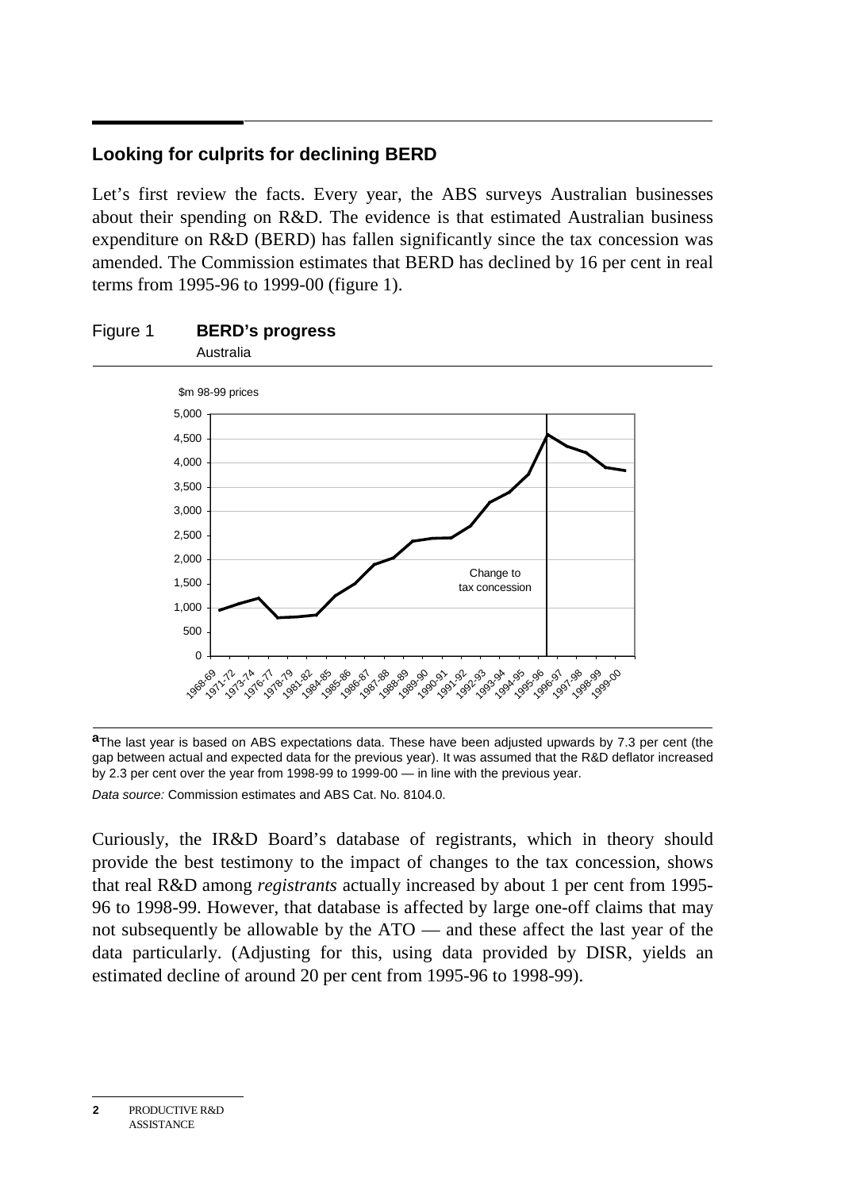## Looking for culprits for declining BERD

Let's first review the facts. Every year, the ABS surveys Australian businesses about their spending on R&D. The evidence is that estimated Australian business expenditure on R&D (BERD) has fallen significantly since the tax concession was amended. The Commission estimates that BERD has declined by 16 per cent in real terms from 1995-96 to 1999-00 (figure 1).

Figure 1 **BERD's progress**

Australia

[a]The last year is based on ABS expectations data. These have been adjusted upwards by 7.3 per cent (the gap between actual and expected data for the previous year). It was assumed that the R&D deflator increased by 2.3 per cent over the year from 1998-99 to 1999-00 — in line with the previous year.

*Data source:* Commission estimates and ABS Cat. No. 8104.0.

Curiously, the IR&D Board's database of registrants, which in theory should provide the best testimony to the impact of changes to the tax concession, shows that real R&D among *registrants* actually increased by about 1 per cent from 1995-96 to 1998-99. However, that database is affected by large one-off claims that may not subsequently be allowable by the ATO — and these affect the last year of the data particularly. (Adjusting for this, using data provided by DISR, yields an estimated decline of around 20 per cent from 1995-96 to 1998-99).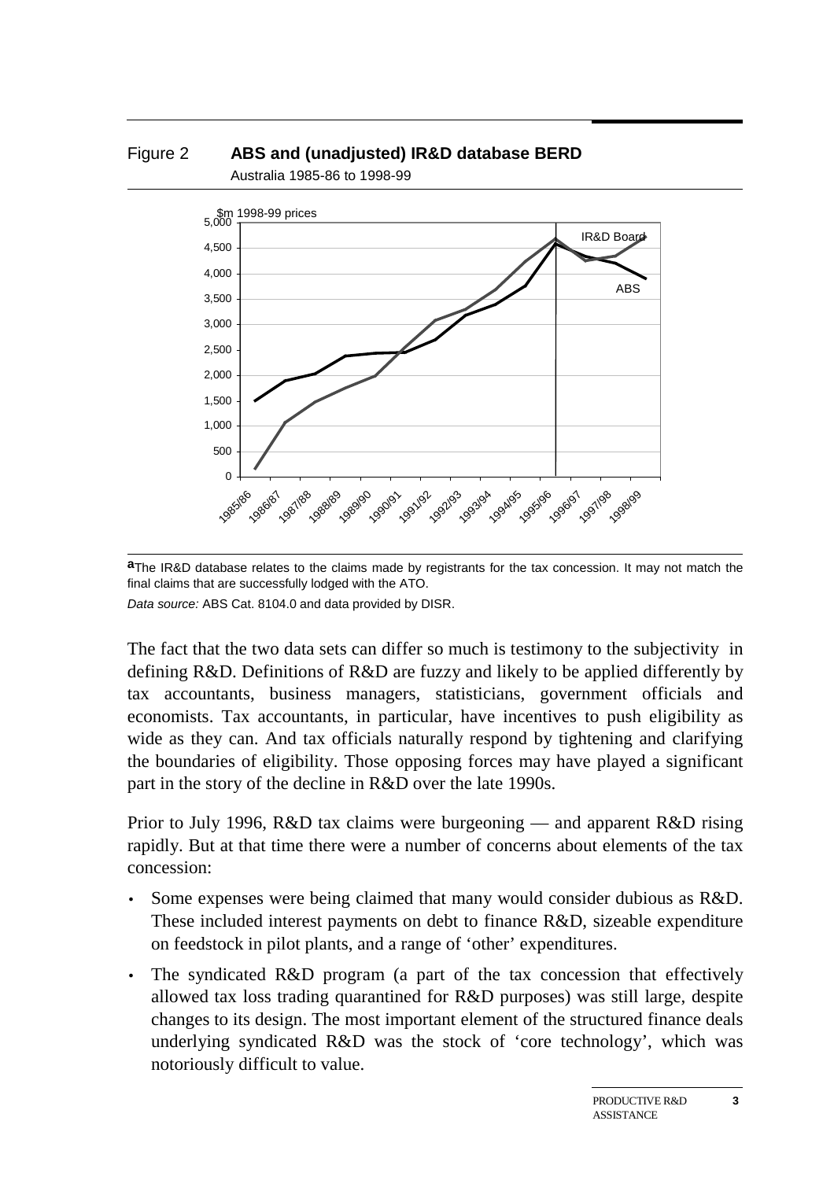Figure 2 **ABS and (unadjusted) IR&D database BERD**

Australia 1985-86 to 1998-99

[a]The IR&D database relates to the claims made by registrants for the tax concession. It may not match the final claims that are successfully lodged with the ATO.

*Data source:* ABS Cat. 8104.0 and data provided by DISR.

The fact that the two data sets can differ so much is testimony to the subjectivity in defining R&D. Definitions of R&D are fuzzy and likely to be applied differently by tax accountants, business managers, statisticians, government officials and economists. Tax accountants, in particular, have incentives to push eligibility as wide as they can. And tax officials naturally respond by tightening and clarifying the boundaries of eligibility. Those opposing forces may have played a significant part in the story of the decline in R&D over the late 1990s.

Prior to July 1996, R&D tax claims were burgeoning — and apparent R&D rising rapidly. But at that time there were a number of concerns about elements of the tax concession:

- Some expenses were being claimed that many would consider dubious as R&D. These included interest payments on debt to finance R&D, sizeable expenditure on feedstock in pilot plants, and a range of 'other' expenditures.
- The syndicated R&D program (a part of the tax concession that effectively allowed tax loss trading quarantined for R&D purposes) was still large, despite changes to its design. The most important element of the structured finance deals underlying syndicated R&D was the stock of 'core technology', which was notoriously difficult to value.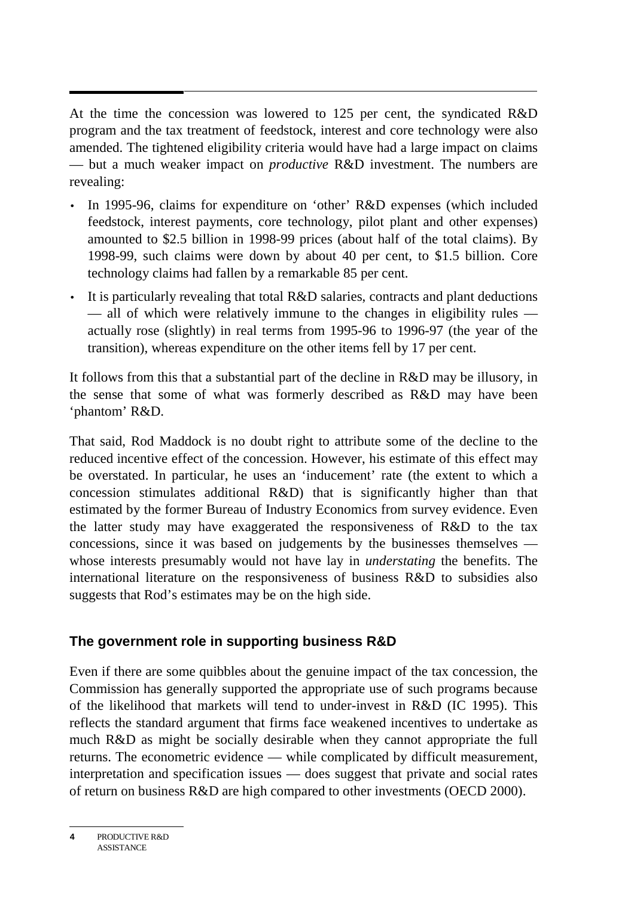At the time the concession was lowered to 125 per cent, the syndicated R&D program and the tax treatment of feedstock, interest and core technology were also amended. The tightened eligibility criteria would have had a large impact on claims — but a much weaker impact on *productive* R&D investment. The numbers are revealing:

- In 1995-96, claims for expenditure on 'other' R&D expenses (which included feedstock, interest payments, core technology, pilot plant and other expenses) amounted to $2.5 billion in 1998-99 prices (about half of the total claims). By 1998-99, such claims were down by about 40 per cent, to $1.5 billion. Core technology claims had fallen by a remarkable 85 per cent.
- It is particularly revealing that total R&D salaries, contracts and plant deductions — all of which were relatively immune to the changes in eligibility rules — actually rose (slightly) in real terms from 1995-96 to 1996-97 (the year of the transition), whereas expenditure on the other items fell by 17 per cent.

It follows from this that a substantial part of the decline in R&D may be illusory, in the sense that some of what was formerly described as R&D may have been 'phantom' R&D.

That said, Rod Maddock is no doubt right to attribute some of the decline to the reduced incentive effect of the concession. However, his estimate of this effect may be overstated. In particular, he uses an 'inducement' rate (the extent to which a concession stimulates additional R&D) that is significantly higher than that estimated by the former Bureau of Industry Economics from survey evidence. Even the latter study may have exaggerated the responsiveness of R&D to the tax concessions, since it was based on judgements by the businesses themselves — whose interests presumably would not have lay in *understating* the benefits. The international literature on the responsiveness of business R&D to subsidies also suggests that Rod's estimates may be on the high side.

## The government role in supporting business R&D

Even if there are some quibbles about the genuine impact of the tax concession, the Commission has generally supported the appropriate use of such programs because of the likelihood that markets will tend to under-invest in R&D (IC 1995). This reflects the standard argument that firms face weakened incentives to undertake as much R&D as might be socially desirable when they cannot appropriate the full returns. The econometric evidence — while complicated by difficult measurement, interpretation and specification issues — does suggest that private and social rates of return on business R&D are high compared to other investments (OECD 2000).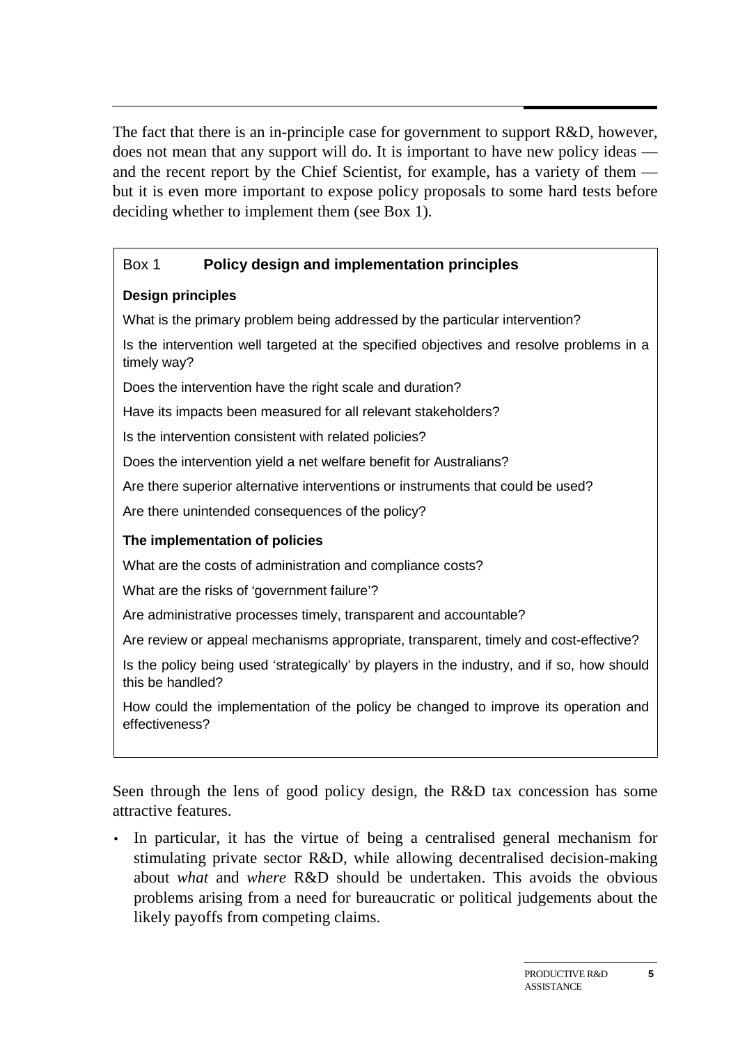The fact that there is an in-principle case for government to support R&D, however, does not mean that any support will do. It is important to have new policy ideas — and the recent report by the Chief Scientist, for example, has a variety of them — but it is even more important to expose policy proposals to some hard tests before deciding whether to implement them (see Box 1).

> **Box 1 Policy design and implementation principles**
>
> **Design principles**
>
> What is the primary problem being addressed by the particular intervention?
>
> Is the intervention well targeted at the specified objectives and resolve problems in a timely way?
>
> Does the intervention have the right scale and duration?
>
> Have its impacts been measured for all relevant stakeholders?
>
> Is the intervention consistent with related policies?
>
> Does the intervention yield a net welfare benefit for Australians?
>
> Are there superior alternative interventions or instruments that could be used?
>
> Are there unintended consequences of the policy?
>
> **The implementation of policies**
>
> What are the costs of administration and compliance costs?
>
> What are the risks of 'government failure'?
>
> Are administrative processes timely, transparent and accountable?
>
> Are review or appeal mechanisms appropriate, transparent, timely and cost-effective?
>
> Is the policy being used 'strategically' by players in the industry, and if so, how should this be handled?
>
> How could the implementation of the policy be changed to improve its operation and effectiveness?

Seen through the lens of good policy design, the R&D tax concession has some attractive features.

- In particular, it has the virtue of being a centralised general mechanism for stimulating private sector R&D, while allowing decentralised decision-making about *what* and *where* R&D should be undertaken. This avoids the obvious problems arising from a need for bureaucratic or political judgements about the likely payoffs from competing claims.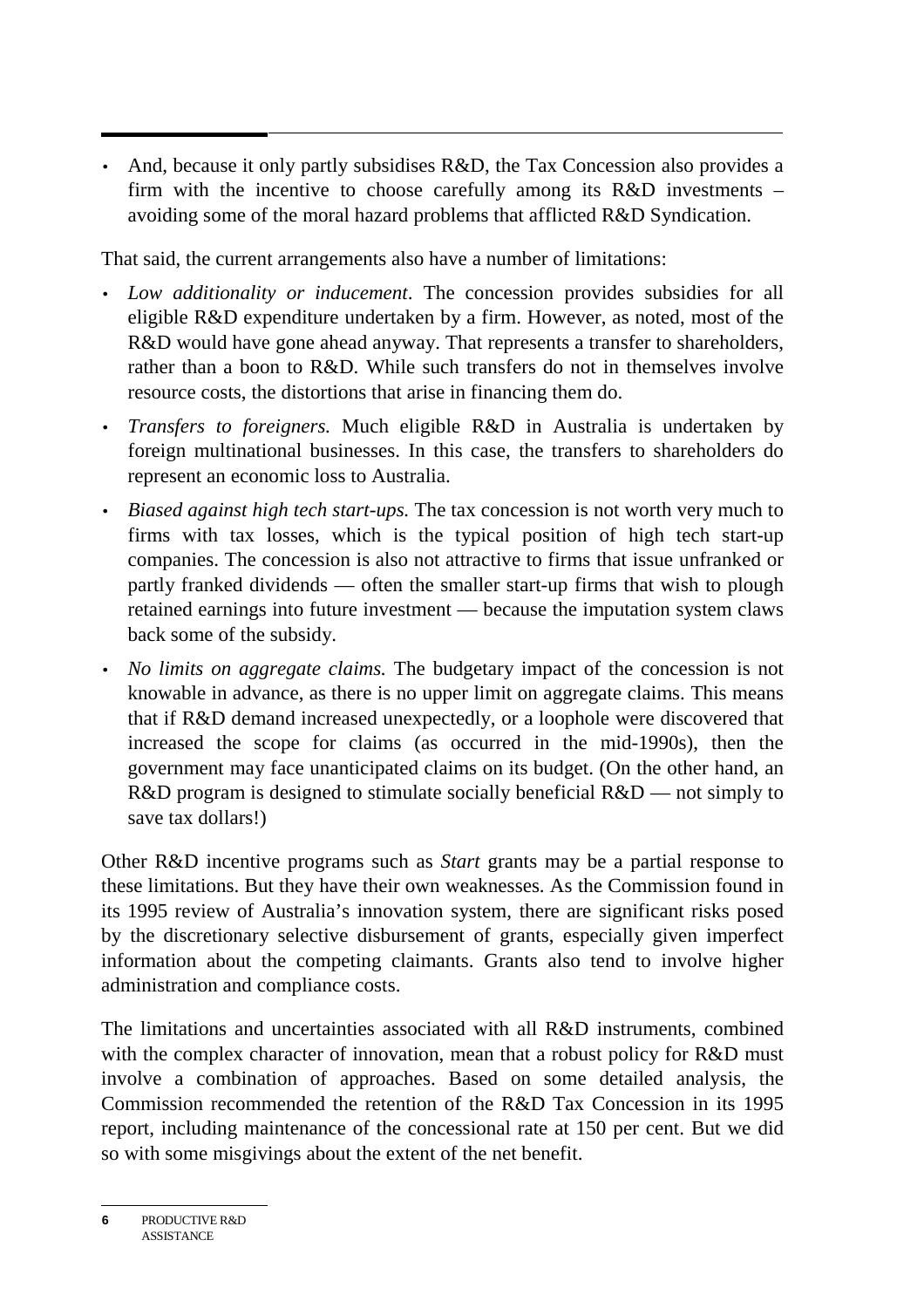- And, because it only partly subsidises R&D, the Tax Concession also provides a firm with the incentive to choose carefully among its R&D investments – avoiding some of the moral hazard problems that afflicted R&D Syndication.

That said, the current arrangements also have a number of limitations:

- *Low additionality or inducement*. The concession provides subsidies for all eligible R&D expenditure undertaken by a firm. However, as noted, most of the R&D would have gone ahead anyway. That represents a transfer to shareholders, rather than a boon to R&D. While such transfers do not in themselves involve resource costs, the distortions that arise in financing them do.
- *Transfers to foreigners.* Much eligible R&D in Australia is undertaken by foreign multinational businesses. In this case, the transfers to shareholders do represent an economic loss to Australia.
- *Biased against high tech start-ups.* The tax concession is not worth very much to firms with tax losses, which is the typical position of high tech start-up companies. The concession is also not attractive to firms that issue unfranked or partly franked dividends — often the smaller start-up firms that wish to plough retained earnings into future investment — because the imputation system claws back some of the subsidy.
- *No limits on aggregate claims.* The budgetary impact of the concession is not knowable in advance, as there is no upper limit on aggregate claims. This means that if R&D demand increased unexpectedly, or a loophole were discovered that increased the scope for claims (as occurred in the mid-1990s), then the government may face unanticipated claims on its budget. (On the other hand, an R&D program is designed to stimulate socially beneficial R&D — not simply to save tax dollars!)

Other R&D incentive programs such as *Start* grants may be a partial response to these limitations. But they have their own weaknesses. As the Commission found in its 1995 review of Australia's innovation system, there are significant risks posed by the discretionary selective disbursement of grants, especially given imperfect information about the competing claimants. Grants also tend to involve higher administration and compliance costs.

The limitations and uncertainties associated with all R&D instruments, combined with the complex character of innovation, mean that a robust policy for R&D must involve a combination of approaches. Based on some detailed analysis, the Commission recommended the retention of the R&D Tax Concession in its 1995 report, including maintenance of the concessional rate at 150 per cent. But we did so with some misgivings about the extent of the net benefit.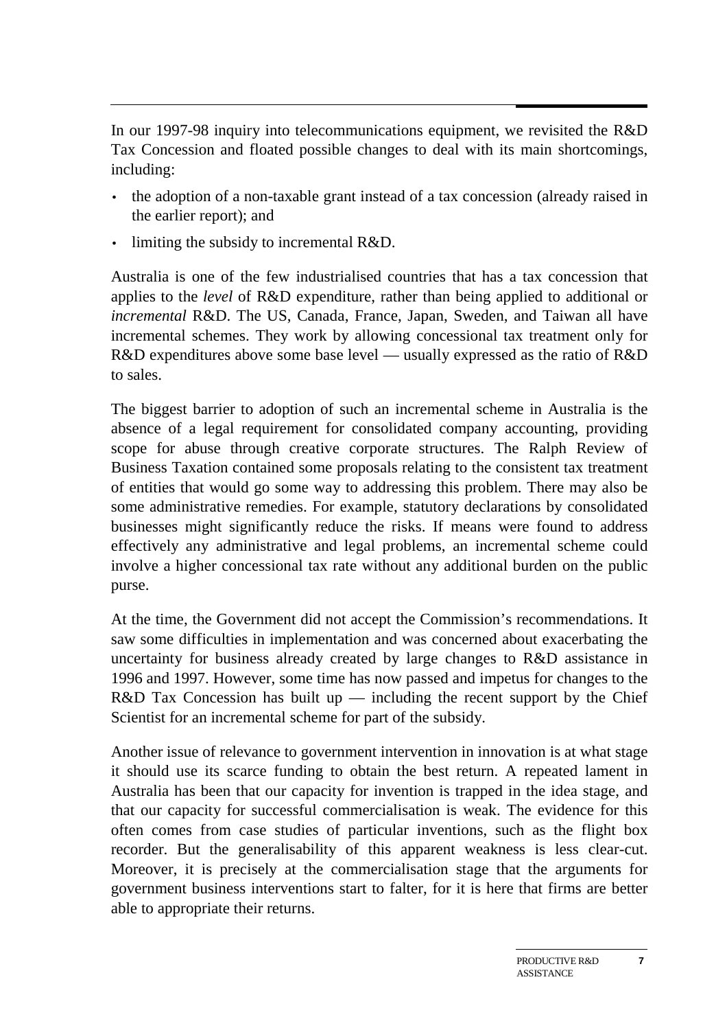In our 1997-98 inquiry into telecommunications equipment, we revisited the R&D Tax Concession and floated possible changes to deal with its main shortcomings, including:

- the adoption of a non-taxable grant instead of a tax concession (already raised in the earlier report); and
- limiting the subsidy to incremental R&D.

Australia is one of the few industrialised countries that has a tax concession that applies to the *level* of R&D expenditure, rather than being applied to additional or *incremental* R&D. The US, Canada, France, Japan, Sweden, and Taiwan all have incremental schemes. They work by allowing concessional tax treatment only for R&D expenditures above some base level — usually expressed as the ratio of R&D to sales.

The biggest barrier to adoption of such an incremental scheme in Australia is the absence of a legal requirement for consolidated company accounting, providing scope for abuse through creative corporate structures. The Ralph Review of Business Taxation contained some proposals relating to the consistent tax treatment of entities that would go some way to addressing this problem. There may also be some administrative remedies. For example, statutory declarations by consolidated businesses might significantly reduce the risks. If means were found to address effectively any administrative and legal problems, an incremental scheme could involve a higher concessional tax rate without any additional burden on the public purse.

At the time, the Government did not accept the Commission's recommendations. It saw some difficulties in implementation and was concerned about exacerbating the uncertainty for business already created by large changes to R&D assistance in 1996 and 1997. However, some time has now passed and impetus for changes to the R&D Tax Concession has built up — including the recent support by the Chief Scientist for an incremental scheme for part of the subsidy.

Another issue of relevance to government intervention in innovation is at what stage it should use its scarce funding to obtain the best return. A repeated lament in Australia has been that our capacity for invention is trapped in the idea stage, and that our capacity for successful commercialisation is weak. The evidence for this often comes from case studies of particular inventions, such as the flight box recorder. But the generalisability of this apparent weakness is less clear-cut. Moreover, it is precisely at the commercialisation stage that the arguments for government business interventions start to falter, for it is here that firms are better able to appropriate their returns.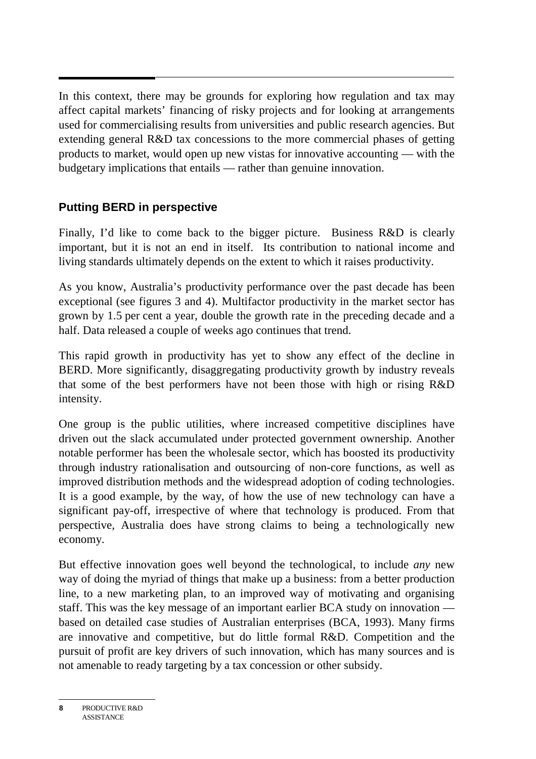In this context, there may be grounds for exploring how regulation and tax may affect capital markets' financing of risky projects and for looking at arrangements used for commercialising results from universities and public research agencies. But extending general R&D tax concessions to the more commercial phases of getting products to market, would open up new vistas for innovative accounting — with the budgetary implications that entails — rather than genuine innovation.

## Putting BERD in perspective

Finally, I'd like to come back to the bigger picture. Business R&D is clearly important, but it is not an end in itself. Its contribution to national income and living standards ultimately depends on the extent to which it raises productivity.

As you know, Australia's productivity performance over the past decade has been exceptional (see figures 3 and 4). Multifactor productivity in the market sector has grown by 1.5 per cent a year, double the growth rate in the preceding decade and a half. Data released a couple of weeks ago continues that trend.

This rapid growth in productivity has yet to show any effect of the decline in BERD. More significantly, disaggregating productivity growth by industry reveals that some of the best performers have not been those with high or rising R&D intensity.

One group is the public utilities, where increased competitive disciplines have driven out the slack accumulated under protected government ownership. Another notable performer has been the wholesale sector, which has boosted its productivity through industry rationalisation and outsourcing of non-core functions, as well as improved distribution methods and the widespread adoption of coding technologies. It is a good example, by the way, of how the use of new technology can have a significant pay-off, irrespective of where that technology is produced. From that perspective, Australia does have strong claims to being a technologically new economy.

But effective innovation goes well beyond the technological, to include *any* new way of doing the myriad of things that make up a business: from a better production line, to a new marketing plan, to an improved way of motivating and organising staff. This was the key message of an important earlier BCA study on innovation — based on detailed case studies of Australian enterprises (BCA, 1993). Many firms are innovative and competitive, but do little formal R&D. Competition and the pursuit of profit are key drivers of such innovation, which has many sources and is not amenable to ready targeting by a tax concession or other subsidy.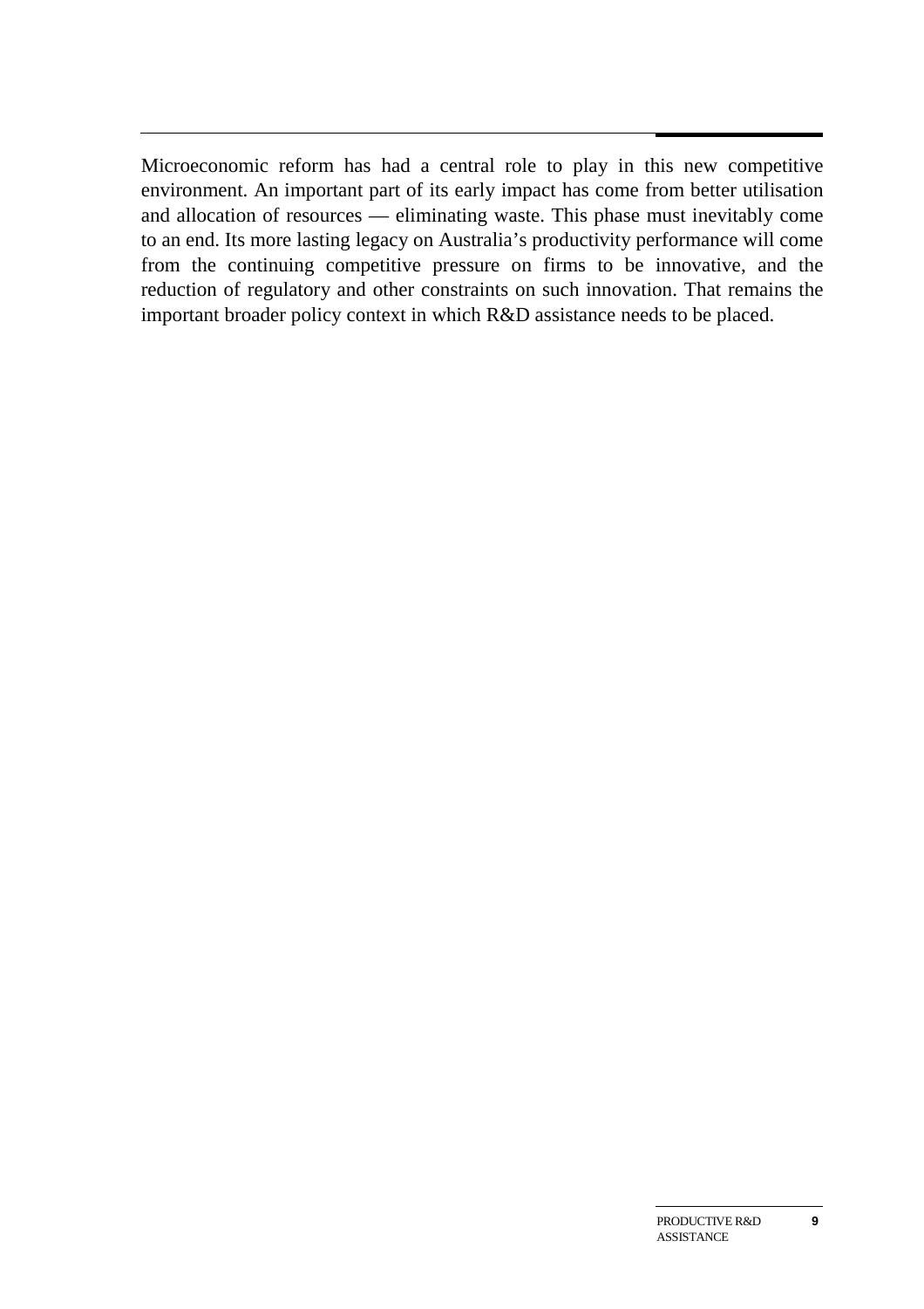Microeconomic reform has had a central role to play in this new competitive environment. An important part of its early impact has come from better utilisation and allocation of resources — eliminating waste. This phase must inevitably come to an end. Its more lasting legacy on Australia's productivity performance will come from the continuing competitive pressure on firms to be innovative, and the reduction of regulatory and other constraints on such innovation. That remains the important broader policy context in which R&D assistance needs to be placed.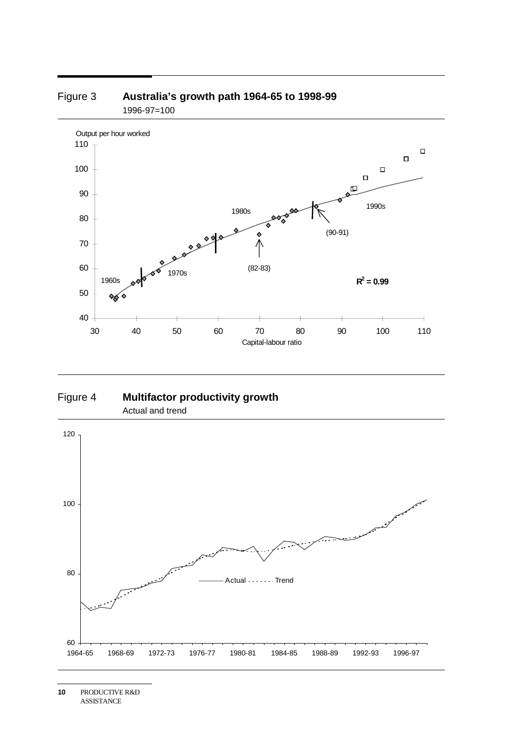Figure 3 **Australia's growth path 1964-65 to 1998-99**

1996-97=100

Figure 4 **Multifactor productivity growth**

Actual and trend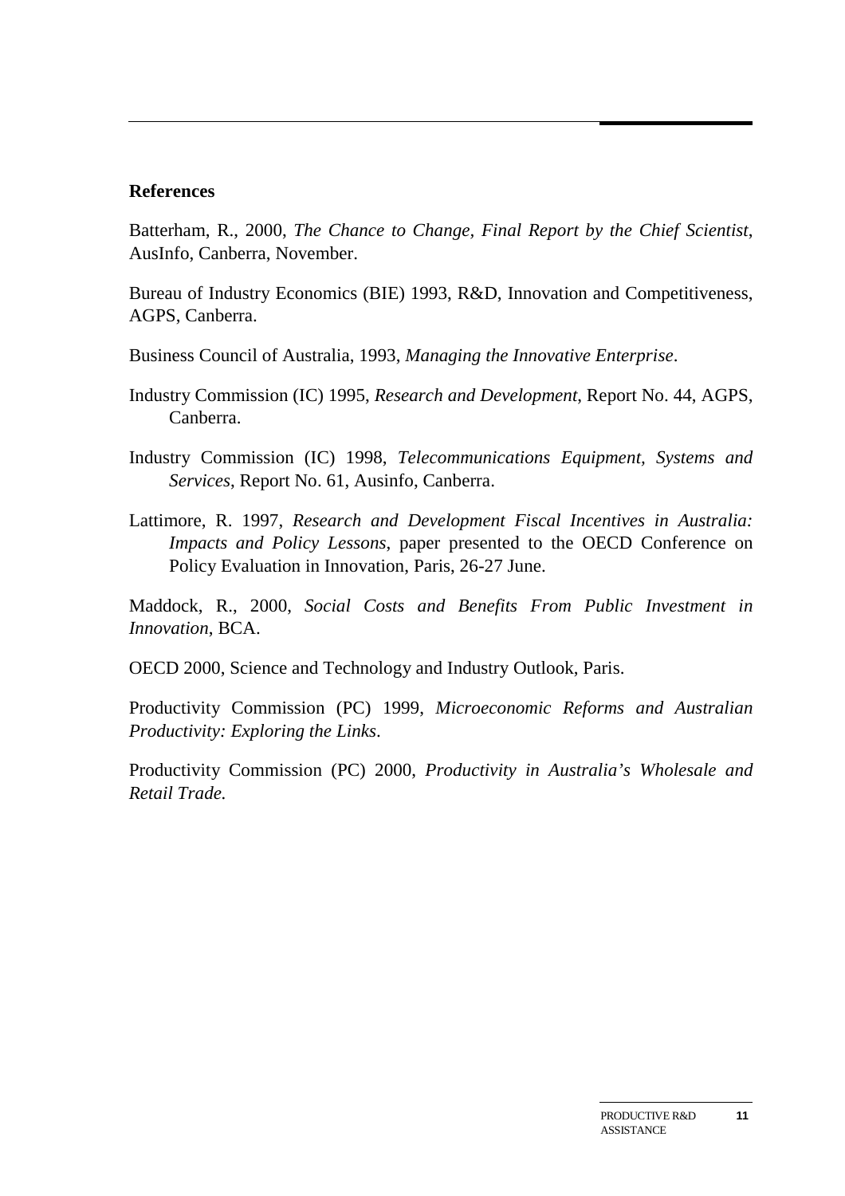## References

Batterham, R., 2000, *The Chance to Change, Final Report by the Chief Scientist*, AusInfo, Canberra, November.

Bureau of Industry Economics (BIE) 1993, R&D, Innovation and Competitiveness, AGPS, Canberra.

Business Council of Australia, 1993, *Managing the Innovative Enterprise*.

Industry Commission (IC) 1995, *Research and Development*, Report No. 44, AGPS, Canberra.

Industry Commission (IC) 1998, *Telecommunications Equipment, Systems and Services*, Report No. 61, Ausinfo, Canberra.

Lattimore, R. 1997, *Research and Development Fiscal Incentives in Australia: Impacts and Policy Lessons*, paper presented to the OECD Conference on Policy Evaluation in Innovation, Paris, 26-27 June.

Maddock, R., 2000, *Social Costs and Benefits From Public Investment in Innovation*, BCA.

OECD 2000, Science and Technology and Industry Outlook, Paris.

Productivity Commission (PC) 1999, *Microeconomic Reforms and Australian Productivity: Exploring the Links*.

Productivity Commission (PC) 2000, *Productivity in Australia's Wholesale and Retail Trade.*